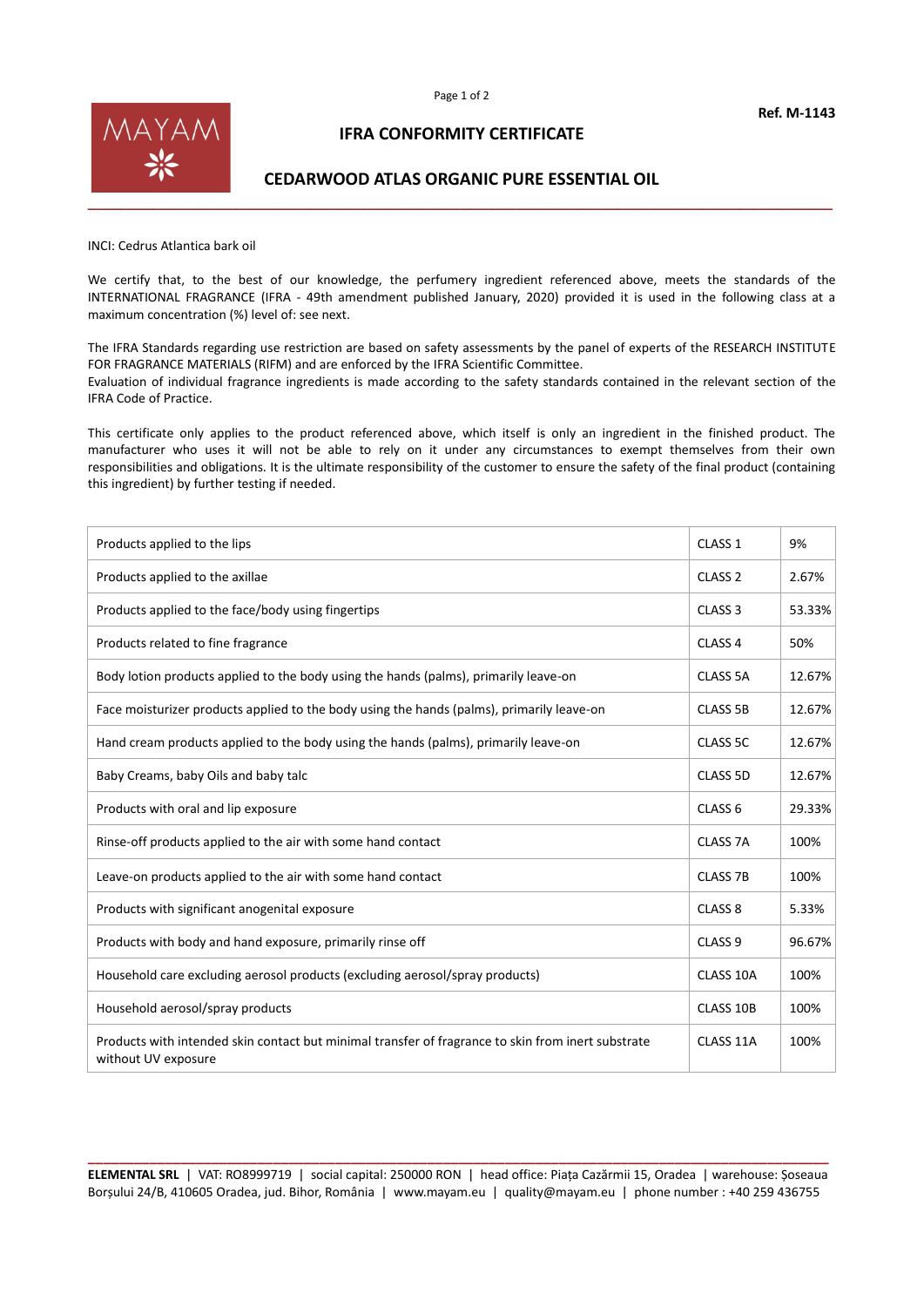**Ref. M-1143**

MAYAM

# IFRA CONFORMITY CERTIFICATE

## CEDARWOOD ATLAS ORGANIC PURE ESSENTIAL OIL

INCI: Cedrus Atlantica bark oil

We certify that, to the best of our knowledge, the perfumery ingredient referenced above, meets the standards of the INTERNATIONAL FRAGRANCE (IFRA - 49th amendment published January, 2020) provided it is used in the following class at a maximum concentration (%) level of: see next.

The IFRA Standards regarding use restriction are based on safety assessments by the panel of experts of the RESEARCH INSTITUTE FOR FRAGRANCE MATERIALS (RIFM) and are enforced by the IFRA Scientific Committee.
Evaluation of individual fragrance ingredients is made according to the safety standards contained in the relevant section of the IFRA Code of Practice.

This certificate only applies to the product referenced above, which itself is only an ingredient in the finished product. The manufacturer who uses it will not be able to rely on it under any circumstances to exempt themselves from their own responsibilities and obligations. It is the ultimate responsibility of the customer to ensure the safety of the final product (containing this ingredient) by further testing if needed.

| | | |
|---|---|---|
| Products applied to the lips | CLASS 1 | 9% |
| Products applied to the axillae | CLASS 2 | 2.67% |
| Products applied to the face/body using fingertips | CLASS 3 | 53.33% |
| Products related to fine fragrance | CLASS 4 | 50% |
| Body lotion products applied to the body using the hands (palms), primarily leave-on | CLASS 5A | 12.67% |
| Face moisturizer products applied to the body using the hands (palms), primarily leave-on | CLASS 5B | 12.67% |
| Hand cream products applied to the body using the hands (palms), primarily leave-on | CLASS 5C | 12.67% |
| Baby Creams, baby Oils and baby talc | CLASS 5D | 12.67% |
| Products with oral and lip exposure | CLASS 6 | 29.33% |
| Rinse-off products applied to the air with some hand contact | CLASS 7A | 100% |
| Leave-on products applied to the air with some hand contact | CLASS 7B | 100% |
| Products with significant anogenital exposure | CLASS 8 | 5.33% |
| Products with body and hand exposure, primarily rinse off | CLASS 9 | 96.67% |
| Household care excluding aerosol products (excluding aerosol/spray products) | CLASS 10A | 100% |
| Household aerosol/spray products | CLASS 10B | 100% |
| Products with intended skin contact but minimal transfer of fragrance to skin from inert substrate without UV exposure | CLASS 11A | 100% |

**ELEMENTAL SRL** | VAT: RO8999719 | social capital: 250000 RON | head office: Piața Cazărmii 15, Oradea | warehouse: Șoseaua Borșului 24/B, 410605 Oradea, jud. Bihor, România | www.mayam.eu | quality@mayam.eu | phone number : +40 259 436755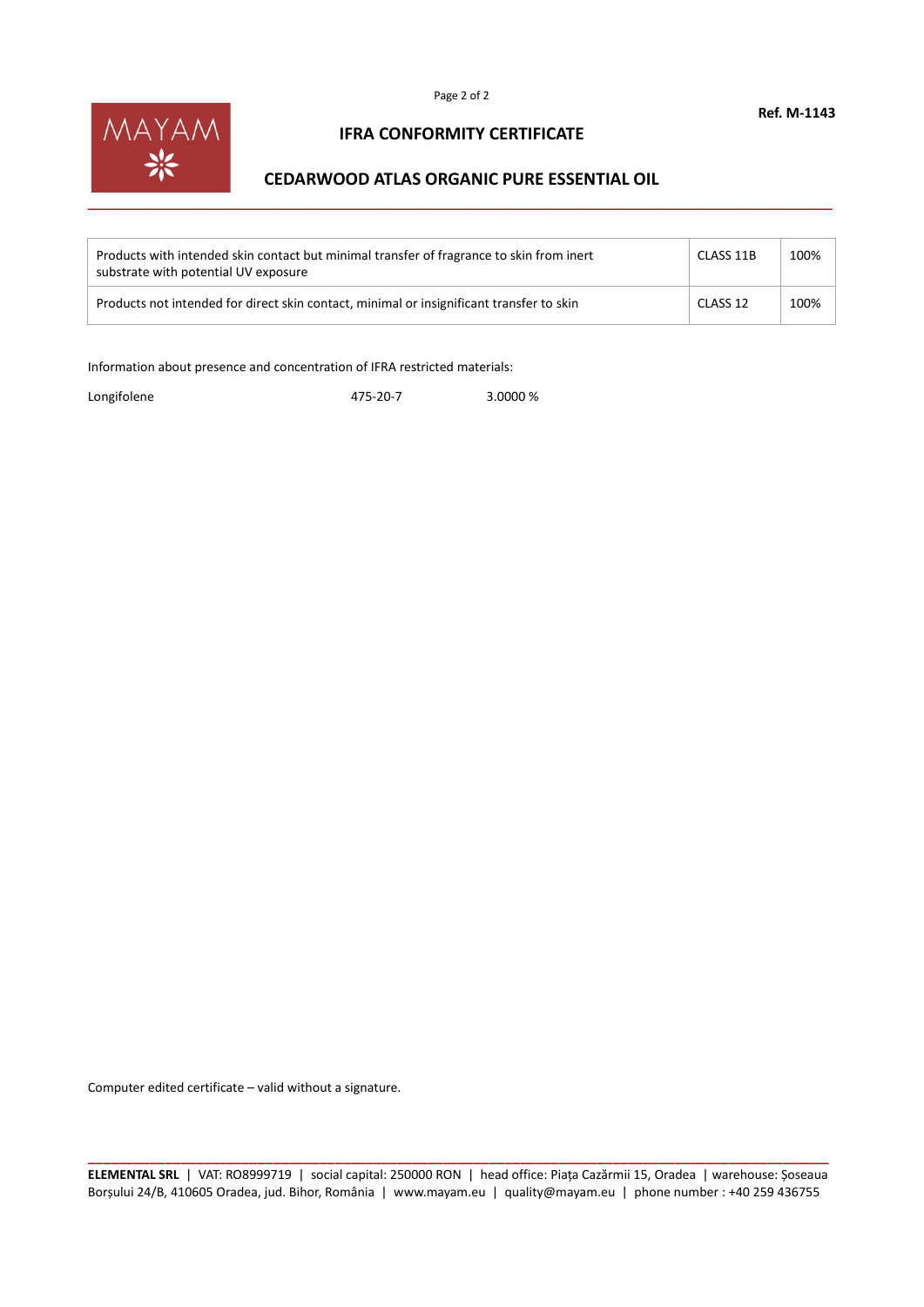| | | |
|---|---|---|
| Products with intended skin contact but minimal transfer of fragrance to skin from inert substrate with potential UV exposure | CLASS 11B | 100% |
| Products not intended for direct skin contact, minimal or insignificant transfer to skin | CLASS 12 | 100% |

Information about presence and concentration of IFRA restricted materials:

| | | |
|---|---|---|
| Longifolene | 475-20-7 | 3.0000 % |

Computer edited certificate – valid without a signature.

**ELEMENTAL SRL** | VAT: RO8999719 | social capital: 250000 RON | head office: Piața Cazărmii 15, Oradea | warehouse: Șoseaua Borșului 24/B, 410605 Oradea, jud. Bihor, România | www.mayam.eu | quality@mayam.eu | phone number : +40 259 436755